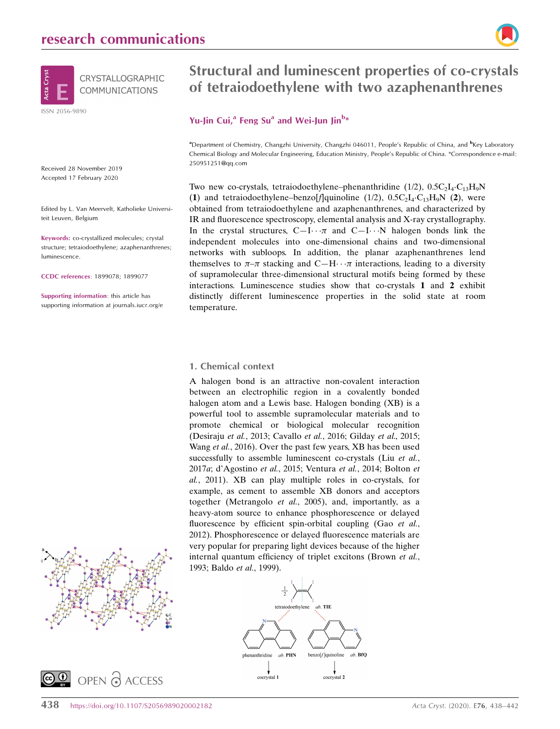# Structural and luminescent properties of co-crystals of tetraiodoethylene with two azaphenanthrenes

**Yu-Jin Cui,[a] Feng Su[a] and Wei-Jun Jin[b]***

[a]Department of Chemistry, Changzhi University, Changzhi 046011, People's Republic of China, and [b]Key Laboratory Chemical Biology and Molecular Engineering, Education Ministry, People's Republic of China. *Correspondence e-mail: 250951251@qq.com

Received 28 November 2019
Accepted 17 February 2020

Edited by L. Van Meervelt, Katholieke Universiteit Leuven, Belgium

**Keywords:** co-crystallized molecules; crystal structure; tetraiodoethylene; azaphenanthrenes; luminescence.

**CCDC references**: 1899078; 1899077

**Supporting information**: this article has supporting information at journals.iucr.org/e

Two new co-crystals, tetraiodoethylene–phenanthridine (1/2), $0.5C_2I_4 \cdot C_{13}H_9N$ (**1**) and tetraiodoethylene–benzo[*f*]quinoline (1/2), $0.5C_2I_4 \cdot C_{13}H_9N$ (**2**), were obtained from tetraiodoethylene and azaphenanthrenes, and characterized by IR and fluorescence spectroscopy, elemental analysis and X-ray crystallography. In the crystal structures, C—I···π and C—I···N halogen bonds link the independent molecules into one-dimensional chains and two-dimensional networks with subloops. In addition, the planar azaphenanthrenes lend themselves to π–π stacking and C—H···π interactions, leading to a diversity of supramolecular three-dimensional structural motifs being formed by these interactions. Luminescence studies show that co-crystals **1** and **2** exhibit distinctly different luminescence properties in the solid state at room temperature.

## 1. Chemical context

A halogen bond is an attractive non-covalent interaction between an electrophilic region in a covalently bonded halogen atom and a Lewis base. Halogen bonding (XB) is a powerful tool to assemble supramolecular materials and to promote chemical or biological molecular recognition (Desiraju *et al.*, 2013; Cavallo *et al.*, 2016; Gilday *et al.*, 2015; Wang *et al.*, 2016). Over the past few years, XB has been used successfully to assemble luminescent co-crystals (Liu *et al.*, 2017*a*; d'Agostino *et al.*, 2015; Ventura *et al.*, 2014; Bolton *et al.*, 2011). XB can play multiple roles in co-crystals, for example, as cement to assemble XB donors and acceptors together (Metrangolo *et al.*, 2005), and, importantly, as a heavy-atom source to enhance phosphorescence or delayed fluorescence by efficient spin-orbital coupling (Gao *et al.*, 2012). Phosphorescence or delayed fluorescence materials are very popular for preparing light devices because of the higher internal quantum efficiency of triplet excitons (Brown *et al.*, 1993; Baldo *et al.*, 1999).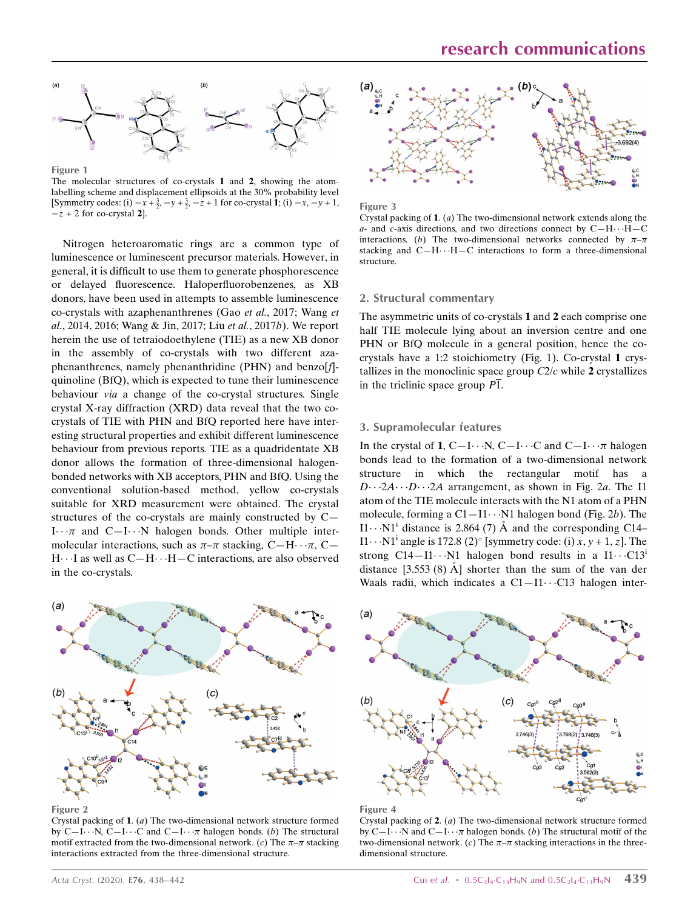**Figure 1**
The molecular structures of co-crystals **1** and **2**, showing the atom-labelling scheme and displacement ellipsoids at the 30% probability level [Symmetry codes: (i) $-x + \frac{3}{2}, -y + \frac{3}{2}, -z + 1$ for co-crystal **1**; (i) $-x, -y + 1, -z + 2$ for co-crystal **2**].

Nitrogen heteroaromatic rings are a common type of luminescence or luminescent precursor materials. However, in general, it is difficult to use them to generate phosphorescence or delayed fluorescence. Haloperfluorobenzenes, as XB donors, have been used in attempts to assemble luminescence co-crystals with azaphenanthrenes (Gao *et al.*, 2017; Wang *et al.*, 2014, 2016; Wang & Jin, 2017; Liu *et al.*, 2017*b*). We report herein the use of tetraiodoethylene (TIE) as a new XB donor in the assembly of co-crystals with two different azaphenanthrenes, namely phenanthridine (PHN) and benzo[*f*]-quinoline (BfQ), which is expected to tune their luminescence behaviour *via* a change of the co-crystal structures. Single crystal X-ray diffraction (XRD) data reveal that the two co-crystals of TIE with PHN and BfQ reported here have interesting structural properties and exhibit different luminescence behaviour from previous reports. TIE as a quadridentate XB donor allows the formation of three-dimensional halogen-bonded networks with XB acceptors, PHN and BfQ. Using the conventional solution-based method, yellow co-crystals suitable for XRD measurement were obtained. The crystal structures of the co-crystals are mainly constructed by C—I$\cdots\pi$ and C—I$\cdots$N halogen bonds. Other multiple intermolecular interactions, such as $\pi$–$\pi$ stacking, C—H$\cdots\pi$, C—H$\cdots$I as well as C—H$\cdots$H—C interactions, are also observed in the co-crystals.

**Figure 2**
Crystal packing of **1**. (*a*) The two-dimensional network structure formed by C—I$\cdots$N, C—I$\cdots$C and C—I$\cdots\pi$ halogen bonds. (*b*) The structural motif extracted from the two-dimensional network. (*c*) The $\pi$–$\pi$ stacking interactions extracted from the three-dimensional structure.

**Figure 3**
Crystal packing of **1**. (*a*) The two-dimensional network extends along the *a*- and *c*-axis directions, and two directions connect by C—H$\cdots$H—C interactions. (*b*) The two-dimensional networks connected by $\pi$–$\pi$ stacking and C—H$\cdots$H—C interactions to form a three-dimensional structure.

## 2. Structural commentary

The asymmetric units of co-crystals **1** and **2** each comprise one half TIE molecule lying about an inversion centre and one PHN or BfQ molecule in a general position, hence the co-crystals have a 1:2 stoichiometry (Fig. 1). Co-crystal **1** crystallizes in the monoclinic space group $C2/c$ while **2** crystallizes in the triclinic space group $P\overline{1}$.

## 3. Supramolecular features

In the crystal of **1**, C—I$\cdots$N, C—I$\cdots$C and C—I$\cdots\pi$ halogen bonds lead to the formation of a two-dimensional network structure in which the rectangular motif has a $D\cdots2A\cdots D\cdots2A$ arrangement, as shown in Fig. 2*a*. The I1 atom of the TIE molecule interacts with the N1 atom of a PHN molecule, forming a C1—I1$\cdots$N1 halogen bond (Fig. 2*b*). The I1$\cdots$N1[i] distance is 2.864 (7) Å and the corresponding C14–I1$\cdots$N1[i] angle is 172.8 (2)° [symmetry code: (i) $x, y + 1, z$]. The strong C14—I1$\cdots$N1 halogen bond results in a I1$\cdots$C13[i] distance [3.553 (8) Å] shorter than the sum of the van der Waals radii, which indicates a C1—I1$\cdots$C13 halogen inter-

**Figure 4**
Crystal packing of **2**. (*a*) The two-dimensional network structure formed by C—I$\cdots$N and C—I$\cdots\pi$ halogen bonds. (*b*) The structural motif of the two-dimensional network. (*c*) The $\pi$–$\pi$ stacking interactions in the three-dimensional structure.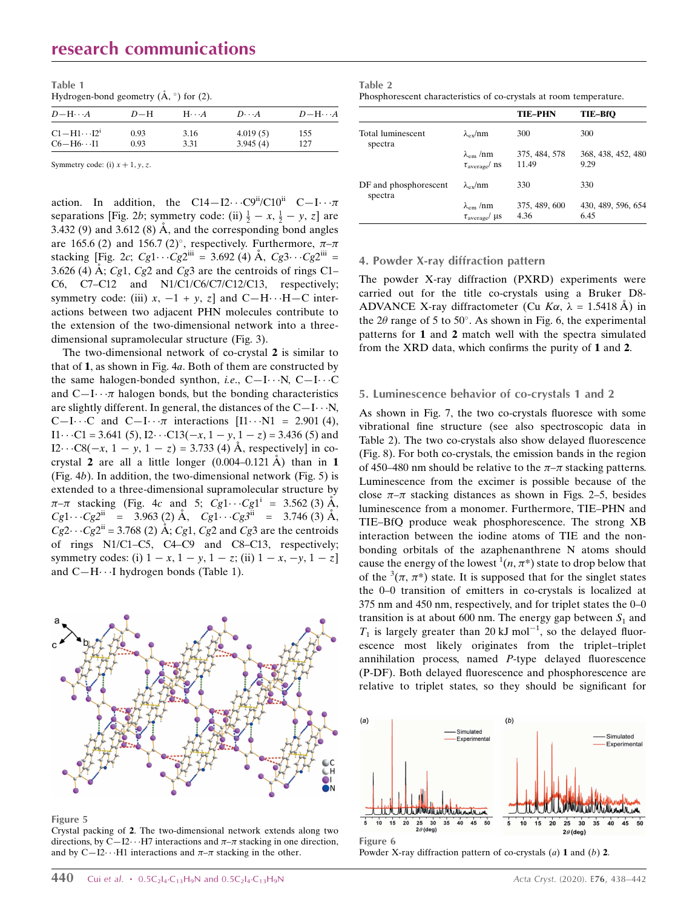Table 1
Hydrogen-bond geometry (Å, °) for (2).

| $D$—H$\cdots$$A$ | $D$—H | H$\cdots$$A$ | $D$$\cdots$$A$ | $D$—H$\cdots$$A$ |
|---|---|---|---|---|
| C1—H1$\cdots$I2[i] | 0.93 | 3.16 | 4.019 (5) | 155 |
| C6—H6$\cdots$I1 | 0.93 | 3.31 | 3.945 (4) | 127 |

Symmetry code: (i) $x + 1, y, z$.

action. In addition, the C14—I2$\cdots$C9[ii]/C10[ii] C—I$\cdots$$\pi$ separations [Fig. 2$b$; symmetry code: (ii) $\frac{1}{2} - x, \frac{1}{2} - y, z$] are 3.432 (9) and 3.612 (8) Å, and the corresponding bond angles are 165.6 (2) and 156.7 (2)°, respectively. Furthermore, $\pi$–$\pi$ stacking [Fig. 2$c$; $Cg$1$\cdots$$Cg$2[iii] = 3.692 (4) Å, $Cg$3$\cdots$$Cg$2[iii] = 3.626 (4) Å; $Cg$1, $Cg$2 and $Cg$3 are the centroids of rings C1–C6, C7–C12 and N1/C1/C6/C7/C12/C13, respectively; symmetry code: (iii) $x, -1 + y, z$] and C—H$\cdots$H—C interactions between two adjacent PHN molecules contribute to the extension of the two-dimensional network into a three-dimensional supramolecular structure (Fig. 3).

The two-dimensional network of co-crystal **2** is similar to that of **1**, as shown in Fig. 4$a$. Both of them are constructed by the same halogen-bonded synthon, *i.e.*, C—I$\cdots$N, C—I$\cdots$C and C—I$\cdots$$\pi$ halogen bonds, but the bonding characteristics are slightly different. In general, the distances of the C—I$\cdots$N, C—I$\cdots$C and C—I$\cdots$$\pi$ interactions [I1$\cdots$N1 = 2.901 (4), I1$\cdots$C1 = 3.641 (5), I2$\cdots$C13($-x, 1 - y, 1 - z$) = 3.436 (5) and I2$\cdots$C8($-x, 1 - y, 1 - z$) = 3.733 (4) Å, respectively] in co-crystal **2** are all a little longer (0.004–0.121 Å) than in **1** (Fig. 4$b$). In addition, the two-dimensional network (Fig. 5) is extended to a three-dimensional supramolecular structure by $\pi$–$\pi$ stacking (Fig. 4$c$ and 5; $Cg$1$\cdots$$Cg$1[i] = 3.562 (3) Å, $Cg$1$\cdots$$Cg$2[ii] = 3.963 (2) Å, $Cg$1$\cdots$$Cg$3[ii] = 3.746 (3) Å, $Cg$2$\cdots$$Cg$2[ii] = 3.768 (2) Å; $Cg$1, $Cg$2 and $Cg$3 are the centroids of rings N1/C1–C5, C4–C9 and C8–C13, respectively; symmetry codes: (i) $1 - x, 1 - y, 1 - z$; (ii) $1 - x, -y, 1 - z$] and C—H$\cdots$I hydrogen bonds (Table 1).

Figure 5
Crystal packing of **2**. The two-dimensional network extends along two directions, by C—I2$\cdots$H7 interactions and $\pi$–$\pi$ stacking in one direction, and by C—I2$\cdots$H1 interactions and $\pi$–$\pi$ stacking in the other.

Table 2
Phosphorescent characteristics of co-crystals at room temperature.

| | | TIE–PHN | TIE–BfQ |
|---|---|---|---|
| Total luminescent spectra | $\lambda_{ex}$/nm | 300 | 300 |
| | $\lambda_{em}$ /nm | 375, 484, 578 | 368, 438, 452, 480 |
| | $\tau_{average}$/ ns | 11.49 | 9.29 |
| DF and phosphorescent spectra | $\lambda_{ex}$/nm | 330 | 330 |
| | $\lambda_{em}$ /nm | 375, 489, 600 | 430, 489, 596, 654 |
| | $\tau_{average}$/ μs | 4.36 | 6.45 |

## 4. Powder X-ray diffraction pattern

The powder X-ray diffraction (PXRD) experiments were carried out for the title co-crystals using a Bruker D8-ADVANCE X-ray diffractometer (Cu $K\alpha$, $\lambda$ = 1.5418 Å) in the 2$\theta$ range of 5 to 50°. As shown in Fig. 6, the experimental patterns for **1** and **2** match well with the spectra simulated from the XRD data, which confirms the purity of **1** and **2**.

## 5. Luminescence behavior of co-crystals 1 and 2

As shown in Fig. 7, the two co-crystals fluoresce with some vibrational fine structure (see also spectroscopic data in Table 2). The two co-crystals also show delayed fluorescence (Fig. 8). For both co-crystals, the emission bands in the region of 450–480 nm should be relative to the $\pi$–$\pi$ stacking patterns. Luminescence from the excimer is possible because of the close $\pi$–$\pi$ stacking distances as shown in Figs. 2–5, besides luminescence from a monomer. Furthermore, TIE–PHN and TIE–BfQ produce weak phosphorescence. The strong XB interaction between the iodine atoms of TIE and the non-bonding orbitals of the azaphenanthrene N atoms should cause the energy of the lowest $^1(n, \pi^*)$ state to drop below that of the $^3(\pi, \pi^*)$ state. It is supposed that for the singlet states the 0–0 transition of emitters in co-crystals is localized at 375 nm and 450 nm, respectively, and for triplet states the 0–0 transition is at about 600 nm. The energy gap between $S_1$ and $T_1$ is largely greater than 20 kJ mol$^{-1}$, so the delayed fluorescence most likely originates from the triplet–triplet annihilation process, named $P$-type delayed fluorescence (P-DF). Both delayed fluorescence and phosphorescence are relative to triplet states, so they should be significant for

Figure 6
Powder X-ray diffraction pattern of co-crystals ($a$) **1** and ($b$) **2**.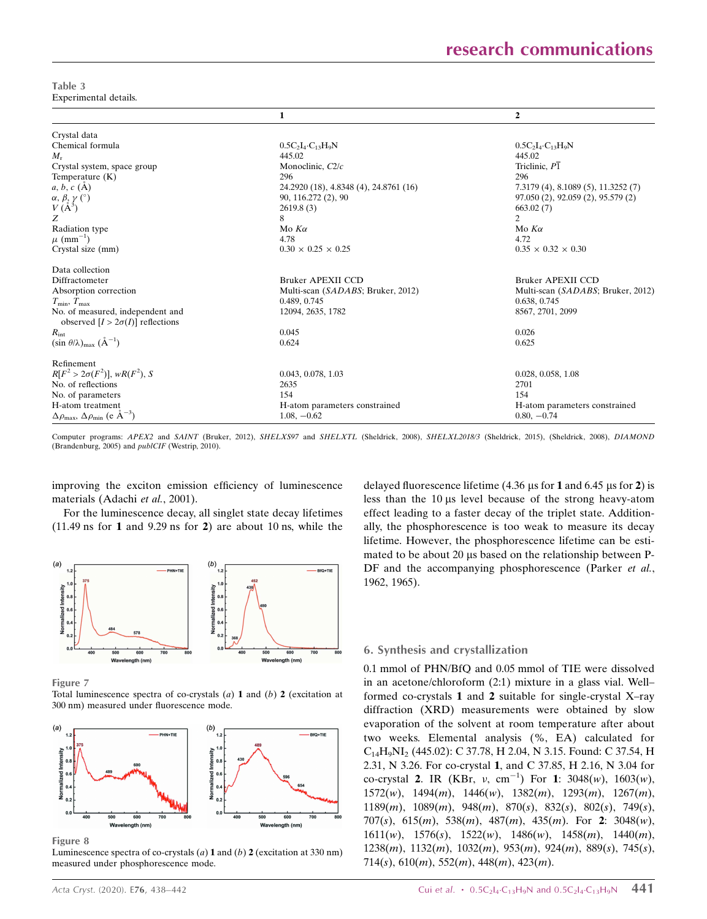Table 3
Experimental details.

| | 1 | 2 |
|---|---|---|
| Crystal data | | |
| Chemical formula | $0.5C_2I_4·C_{13}H_9N$ | $0.5C_2I_4·C_{13}H_9N$ |
| $M_r$ | 445.02 | 445.02 |
| Crystal system, space group | Monoclinic, $C2/c$ | Triclinic, $P\overline{1}$ |
| Temperature (K) | 296 | 296 |
| $a$, $b$, $c$ (Å) | 24.2920 (18), 4.8348 (4), 24.8761 (16) | 7.3179 (4), 8.1089 (5), 11.3252 (7) |
| $\alpha$, $\beta$, $\gamma$ (°) | 90, 116.272 (2), 90 | 97.050 (2), 92.059 (2), 95.579 (2) |
| $V$ (Å$^3$) | 2619.8 (3) | 663.02 (7) |
| $Z$ | 8 | 2 |
| Radiation type | Mo $K\alpha$ | Mo $K\alpha$ |
| $\mu$ (mm$^{-1}$) | 4.78 | 4.72 |
| Crystal size (mm) | 0.30 × 0.25 × 0.25 | 0.35 × 0.32 × 0.30 |
| Data collection | | |
| Diffractometer | Bruker APEXII CCD | Bruker APEXII CCD |
| Absorption correction | Multi-scan (*SADABS*; Bruker, 2012) | Multi-scan (*SADABS*; Bruker, 2012) |
| $T_{min}$, $T_{max}$ | 0.489, 0.745 | 0.638, 0.745 |
| No. of measured, independent and observed [$I > 2\sigma(I)$] reflections | 12094, 2635, 1782 | 8567, 2701, 2099 |
| $R_{int}$ | 0.045 | 0.026 |
| $(\sin \theta/\lambda)_{max}$ (Å$^{-1}$) | 0.624 | 0.625 |
| Refinement | | |
| $R[F^2 > 2\sigma(F^2)]$, $wR(F^2)$, $S$ | 0.043, 0.078, 1.03 | 0.028, 0.058, 1.08 |
| No. of reflections | 2635 | 2701 |
| No. of parameters | 154 | 154 |
| H-atom treatment | H-atom parameters constrained | H-atom parameters constrained |
| $\Delta\rho_{max}$, $\Delta\rho_{min}$ (e Å$^{-3}$) | 1.08, −0.62 | 0.80, −0.74 |

Computer programs: *APEX2* and *SAINT* (Bruker, 2012), *SHELXS97* and *SHELXTL* (Sheldrick, 2008), *SHELXL2018/3* (Sheldrick, 2015), (Sheldrick, 2008), *DIAMOND* (Brandenburg, 2005) and *publCIF* (Westrip, 2010).

improving the exciton emission efficiency of luminescence materials (Adachi *et al.*, 2001).

For the luminescence decay, all singlet state decay lifetimes (11.49 ns for **1** and 9.29 ns for **2**) are about 10 ns, while the delayed fluorescence lifetime (4.36 µs for **1** and 6.45 µs for **2**) is less than the 10 µs level because of the strong heavy-atom effect leading to a faster decay of the triplet state. Additionally, the phosphorescence is too weak to measure its decay lifetime. However, the phosphorescence lifetime can be estimated to be about 20 µs based on the relationship between P-DF and the accompanying phosphorescence (Parker *et al.*, 1962, 1965).

Figure 7
Total luminescence spectra of co-crystals (*a*) **1** and (*b*) **2** (excitation at 300 nm) measured under fluorescence mode.

Figure 8
Luminescence spectra of co-crystals (*a*) **1** and (*b*) **2** (excitation at 330 nm) measured under phosphorescence mode.

## 6. Synthesis and crystallization

0.1 mmol of PHN/BfQ and 0.05 mmol of TIE were dissolved in an acetone/chloroform (2:1) mixture in a glass vial. Well–formed co-crystals **1** and **2** suitable for single-crystal X–ray diffraction (XRD) measurements were obtained by slow evaporation of the solvent at room temperature after about two weeks. Elemental analysis (%, EA) calculated for $C_{14}H_9NI_2$ (445.02): C 37.78, H 2.04, N 3.15. Found: C 37.54, H 2.31, N 3.26. For co-crystal **1**, and C 37.85, H 2.16, N 3.04 for co-crystal **2**. IR (KBr, $\nu$, cm$^{-1}$) For **1**: 3048(*w*), 1603(*w*), 1572(*w*), 1494(*m*), 1446(*w*), 1382(*m*), 1293(*m*), 1267(*m*), 1189(*m*), 1089(*m*), 948(*m*), 870(*s*), 832(*s*), 802(*s*), 749(*s*), 707(*s*), 615(*m*), 538(*m*), 487(*m*), 435(*m*). For **2**: 3048(*w*), 1611(*w*), 1576(*s*), 1522(*w*), 1486(*w*), 1458(*m*), 1440(*m*), 1238(*m*), 1132(*m*), 1032(*m*), 953(*m*), 924(*m*), 889(*s*), 745(*s*), 714(*s*), 610(*m*), 552(*m*), 448(*m*), 423(*m*).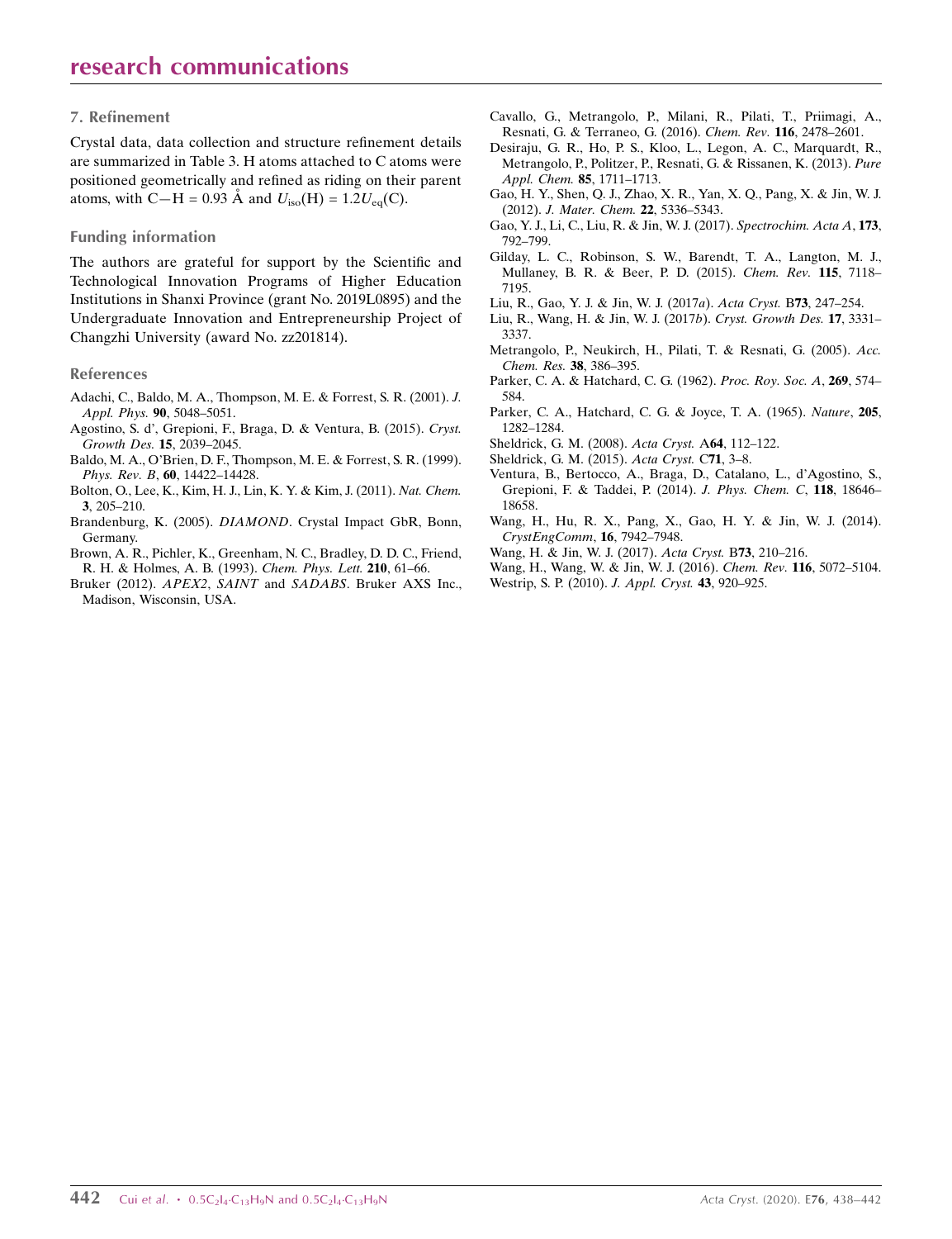## 7. Refinement

Crystal data, data collection and structure refinement details are summarized in Table 3. H atoms attached to C atoms were positioned geometrically and refined as riding on their parent atoms, with C—H = 0.93 Å and $U_{iso}$(H) = 1.2$U_{eq}$(C).

## Funding information

The authors are grateful for support by the Scientific and Technological Innovation Programs of Higher Education Institutions in Shanxi Province (grant No. 2019L0895) and the Undergraduate Innovation and Entrepreneurship Project of Changzhi University (award No. zz201814).

## References

Adachi, C., Baldo, M. A., Thompson, M. E. & Forrest, S. R. (2001). *J. Appl. Phys.* **90**, 5048–5051.

Agostino, S. d', Grepioni, F., Braga, D. & Ventura, B. (2015). *Cryst. Growth Des.* **15**, 2039–2045.

Baldo, M. A., O'Brien, D. F., Thompson, M. E. & Forrest, S. R. (1999). *Phys. Rev. B*, **60**, 14422–14428.

Bolton, O., Lee, K., Kim, H. J., Lin, K. Y. & Kim, J. (2011). *Nat. Chem.* **3**, 205–210.

Brandenburg, K. (2005). *DIAMOND*. Crystal Impact GbR, Bonn, Germany.

Brown, A. R., Pichler, K., Greenham, N. C., Bradley, D. D. C., Friend, R. H. & Holmes, A. B. (1993). *Chem. Phys. Lett.* **210**, 61–66.

Bruker (2012). *APEX2*, *SAINT* and *SADABS*. Bruker AXS Inc., Madison, Wisconsin, USA.

Cavallo, G., Metrangolo, P., Milani, R., Pilati, T., Priimagi, A., Resnati, G. & Terraneo, G. (2016). *Chem. Rev.* **116**, 2478–2601.

Desiraju, G. R., Ho, P. S., Kloo, L., Legon, A. C., Marquardt, R., Metrangolo, P., Politzer, P., Resnati, G. & Rissanen, K. (2013). *Pure Appl. Chem.* **85**, 1711–1713.

Gao, H. Y., Shen, Q. J., Zhao, X. R., Yan, X. Q., Pang, X. & Jin, W. J. (2012). *J. Mater. Chem.* **22**, 5336–5343.

Gao, Y. J., Li, C., Liu, R. & Jin, W. J. (2017). *Spectrochim. Acta A*, **173**, 792–799.

Gilday, L. C., Robinson, S. W., Barendt, T. A., Langton, M. J., Mullaney, B. R. & Beer, P. D. (2015). *Chem. Rev.* **115**, 7118–7195.

Liu, R., Gao, Y. J. & Jin, W. J. (2017*a*). *Acta Cryst.* B**73**, 247–254.

Liu, R., Wang, H. & Jin, W. J. (2017*b*). *Cryst. Growth Des.* **17**, 3331–3337.

Metrangolo, P., Neukirch, H., Pilati, T. & Resnati, G. (2005). *Acc. Chem. Res.* **38**, 386–395.

Parker, C. A. & Hatchard, C. G. (1962). *Proc. Roy. Soc. A*, **269**, 574–584.

Parker, C. A., Hatchard, C. G. & Joyce, T. A. (1965). *Nature*, **205**, 1282–1284.

Sheldrick, G. M. (2008). *Acta Cryst.* A**64**, 112–122.

Sheldrick, G. M. (2015). *Acta Cryst.* C**71**, 3–8.

Ventura, B., Bertocco, A., Braga, D., Catalano, L., d'Agostino, S., Grepioni, F. & Taddei, P. (2014). *J. Phys. Chem. C*, **118**, 18646–18658.

Wang, H., Hu, R. X., Pang, X., Gao, H. Y. & Jin, W. J. (2014). *CrystEngComm*, **16**, 7942–7948.

Wang, H. & Jin, W. J. (2017). *Acta Cryst.* B**73**, 210–216.

Wang, H., Wang, W. & Jin, W. J. (2016). *Chem. Rev.* **116**, 5072–5104.

Westrip, S. P. (2010). *J. Appl. Cryst.* **43**, 920–925.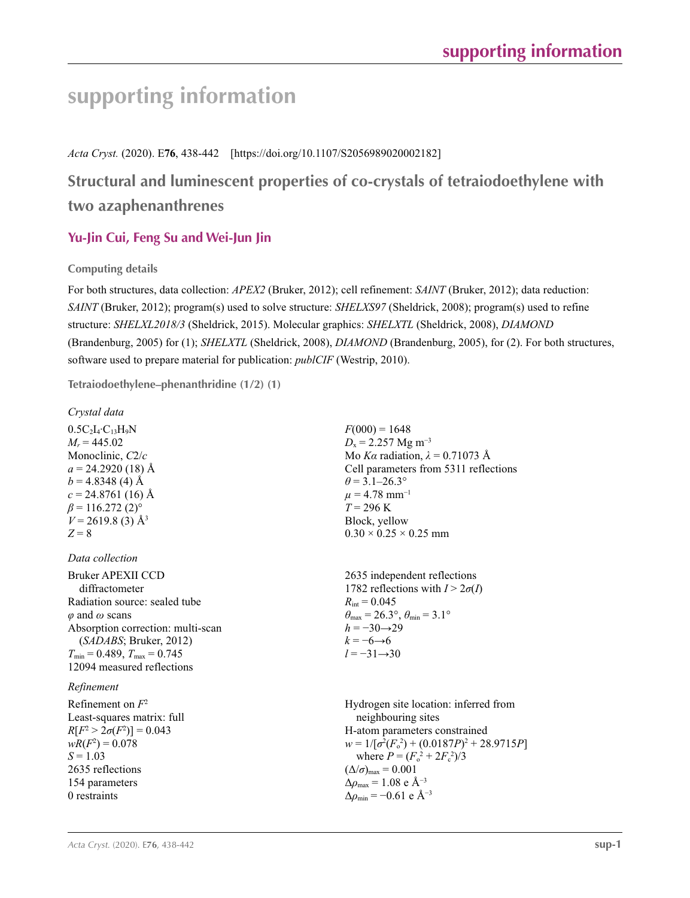# supporting information

*Acta Cryst.* (2020). E**76**, 438-442    [https://doi.org/10.1107/S2056989020002182]

## Structural and luminescent properties of co-crystals of tetraiodoethylene with two azaphenanthrenes

**Yu-Jin Cui, Feng Su and Wei-Jun Jin**

### Computing details

For both structures, data collection: *APEX2* (Bruker, 2012); cell refinement: *SAINT* (Bruker, 2012); data reduction: *SAINT* (Bruker, 2012); program(s) used to solve structure: *SHELXS97* (Sheldrick, 2008); program(s) used to refine structure: *SHELXL2018/3* (Sheldrick, 2015). Molecular graphics: *SHELXTL* (Sheldrick, 2008), *DIAMOND* (Brandenburg, 2005) for (1); *SHELXTL* (Sheldrick, 2008), *DIAMOND* (Brandenburg, 2005), for (2). For both structures, software used to prepare material for publication: *publCIF* (Westrip, 2010).

### Tetraiodoethylene–phenanthridine (1/2) (1)

*Crystal data*

$0.5C_2I_4{\cdot}C_{13}H_9N$
$M_r = 445.02$
Monoclinic, $C2/c$
$a = 24.2920$ (18) Å
$b = 4.8348$ (4) Å
$c = 24.8761$ (16) Å
$\beta = 116.272$ (2)°
$V = 2619.8$ (3) Å$^3$
$Z = 8$
$F(000) = 1648$
$D_x = 2.257$ Mg m$^{-3}$
Mo $K\alpha$ radiation, $\lambda = 0.71073$ Å
Cell parameters from 5311 reflections
$\theta = 3.1$–$26.3°$
$\mu = 4.78$ mm$^{-1}$
$T = 296$ K
Block, yellow
$0.30 \times 0.25 \times 0.25$ mm

*Data collection*

Bruker APEXII CCD diffractometer
Radiation source: sealed tube
$\varphi$ and $\omega$ scans
Absorption correction: multi-scan (*SADABS*; Bruker, 2012)
$T_{min} = 0.489$, $T_{max} = 0.745$
12094 measured reflections
2635 independent reflections
1782 reflections with $I > 2\sigma(I)$
$R_{int} = 0.045$
$\theta_{max} = 26.3°$, $\theta_{min} = 3.1°$
$h = -30{\rightarrow}29$
$k = -6{\rightarrow}6$
$l = -31{\rightarrow}30$

*Refinement*

Refinement on $F^2$
Least-squares matrix: full
$R[F^2 > 2\sigma(F^2)] = 0.043$
$wR(F^2) = 0.078$
$S = 1.03$
2635 reflections
154 parameters
0 restraints
Hydrogen site location: inferred from neighbouring sites
H-atom parameters constrained
$w = 1/[\sigma^2(F_o^2) + (0.0187P)^2 + 28.9715P]$ where $P = (F_o^2 + 2F_c^2)/3$
$(\Delta/\sigma)_{max} = 0.001$
$\Delta\rho_{max} = 1.08$ e Å$^{-3}$
$\Delta\rho_{min} = -0.61$ e Å$^{-3}$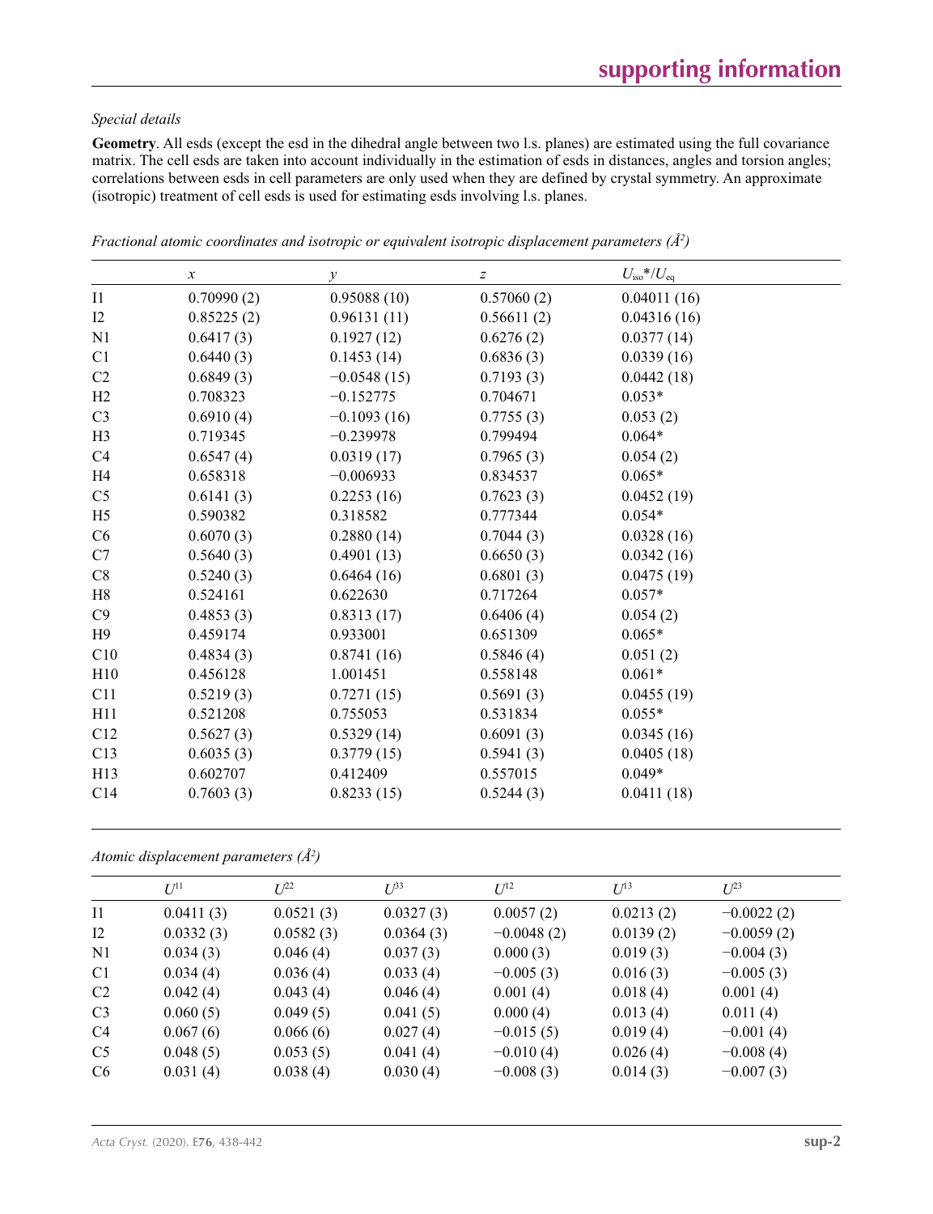*Special details*

**Geometry**. All esds (except the esd in the dihedral angle between two l.s. planes) are estimated using the full covariance matrix. The cell esds are taken into account individually in the estimation of esds in distances, angles and torsion angles; correlations between esds in cell parameters are only used when they are defined by crystal symmetry. An approximate (isotropic) treatment of cell esds is used for estimating esds involving l.s. planes.

*Fractional atomic coordinates and isotropic or equivalent isotropic displacement parameters ($Å^2$)*

| | $x$ | $y$ | $z$ | $U_{iso}$*/$U_{eq}$ |
|---|---|---|---|---|
| I1 | 0.70990 (2) | 0.95088 (10) | 0.57060 (2) | 0.04011 (16) |
| I2 | 0.85225 (2) | 0.96131 (11) | 0.56611 (2) | 0.04316 (16) |
| N1 | 0.6417 (3) | 0.1927 (12) | 0.6276 (2) | 0.0377 (14) |
| C1 | 0.6440 (3) | 0.1453 (14) | 0.6836 (3) | 0.0339 (16) |
| C2 | 0.6849 (3) | −0.0548 (15) | 0.7193 (3) | 0.0442 (18) |
| H2 | 0.708323 | −0.152775 | 0.704671 | 0.053* |
| C3 | 0.6910 (4) | −0.1093 (16) | 0.7755 (3) | 0.053 (2) |
| H3 | 0.719345 | −0.239978 | 0.799494 | 0.064* |
| C4 | 0.6547 (4) | 0.0319 (17) | 0.7965 (3) | 0.054 (2) |
| H4 | 0.658318 | −0.006933 | 0.834537 | 0.065* |
| C5 | 0.6141 (3) | 0.2253 (16) | 0.7623 (3) | 0.0452 (19) |
| H5 | 0.590382 | 0.318582 | 0.777344 | 0.054* |
| C6 | 0.6070 (3) | 0.2880 (14) | 0.7044 (3) | 0.0328 (16) |
| C7 | 0.5640 (3) | 0.4901 (13) | 0.6650 (3) | 0.0342 (16) |
| C8 | 0.5240 (3) | 0.6464 (16) | 0.6801 (3) | 0.0475 (19) |
| H8 | 0.524161 | 0.622630 | 0.717264 | 0.057* |
| C9 | 0.4853 (3) | 0.8313 (17) | 0.6406 (4) | 0.054 (2) |
| H9 | 0.459174 | 0.933001 | 0.651309 | 0.065* |
| C10 | 0.4834 (3) | 0.8741 (16) | 0.5846 (4) | 0.051 (2) |
| H10 | 0.456128 | 1.001451 | 0.558148 | 0.061* |
| C11 | 0.5219 (3) | 0.7271 (15) | 0.5691 (3) | 0.0455 (19) |
| H11 | 0.521208 | 0.755053 | 0.531834 | 0.055* |
| C12 | 0.5627 (3) | 0.5329 (14) | 0.6091 (3) | 0.0345 (16) |
| C13 | 0.6035 (3) | 0.3779 (15) | 0.5941 (3) | 0.0405 (18) |
| H13 | 0.602707 | 0.412409 | 0.557015 | 0.049* |
| C14 | 0.7603 (3) | 0.8233 (15) | 0.5244 (3) | 0.0411 (18) |

*Atomic displacement parameters ($Å^2$)*

| | $U^{11}$ | $U^{22}$ | $U^{33}$ | $U^{12}$ | $U^{13}$ | $U^{23}$ |
|---|---|---|---|---|---|---|
| I1 | 0.0411 (3) | 0.0521 (3) | 0.0327 (3) | 0.0057 (2) | 0.0213 (2) | −0.0022 (2) |
| I2 | 0.0332 (3) | 0.0582 (3) | 0.0364 (3) | −0.0048 (2) | 0.0139 (2) | −0.0059 (2) |
| N1 | 0.034 (3) | 0.046 (4) | 0.037 (3) | 0.000 (3) | 0.019 (3) | −0.004 (3) |
| C1 | 0.034 (4) | 0.036 (4) | 0.033 (4) | −0.005 (3) | 0.016 (3) | −0.005 (3) |
| C2 | 0.042 (4) | 0.043 (4) | 0.046 (4) | 0.001 (4) | 0.018 (4) | 0.001 (4) |
| C3 | 0.060 (5) | 0.049 (5) | 0.041 (5) | 0.000 (4) | 0.013 (4) | 0.011 (4) |
| C4 | 0.067 (6) | 0.066 (6) | 0.027 (4) | −0.015 (5) | 0.019 (4) | −0.001 (4) |
| C5 | 0.048 (5) | 0.053 (5) | 0.041 (4) | −0.010 (4) | 0.026 (4) | −0.008 (4) |
| C6 | 0.031 (4) | 0.038 (4) | 0.030 (4) | −0.008 (3) | 0.014 (3) | −0.007 (3) |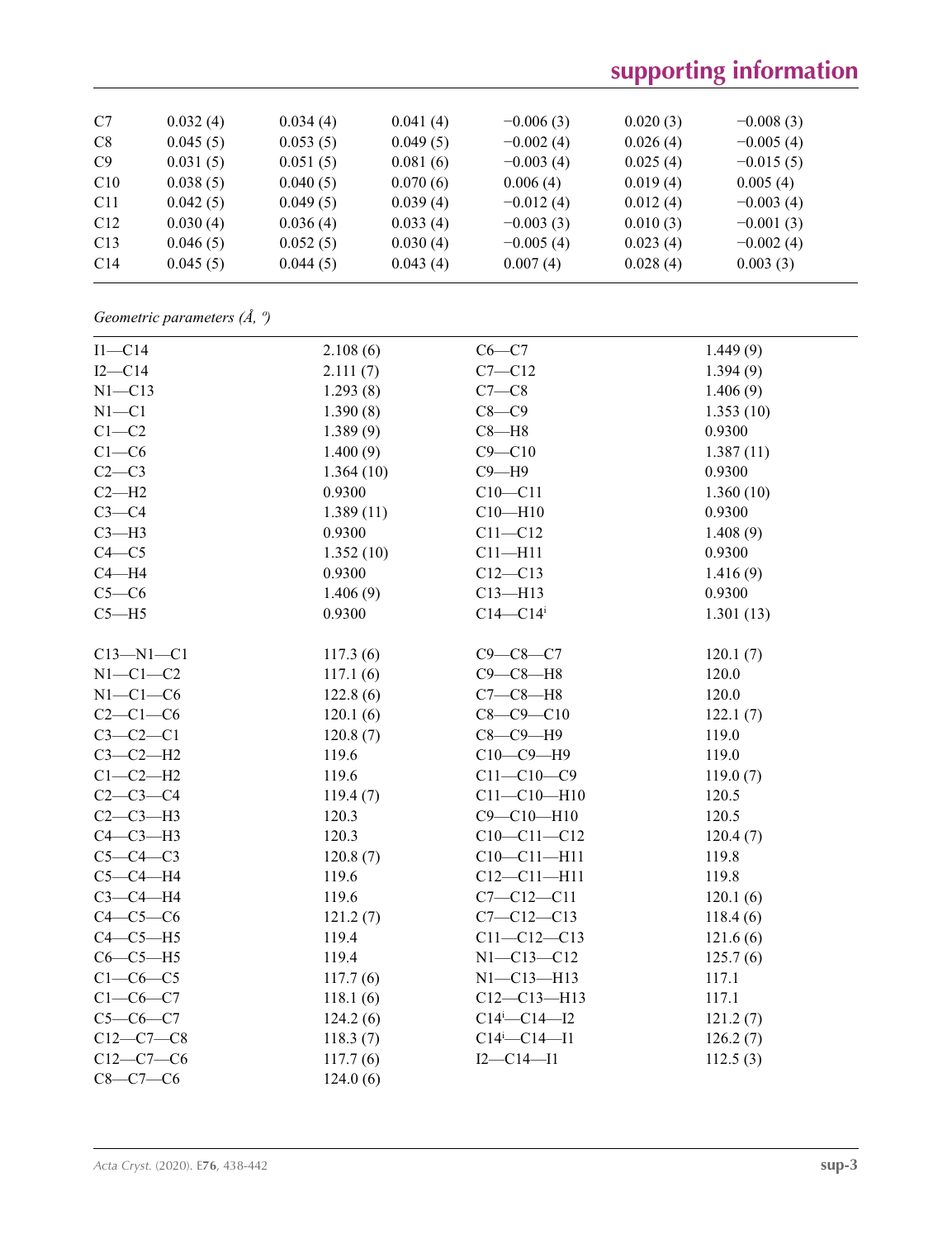| | | | | | | |
|---|---|---|---|---|---|---|
| C7 | 0.032 (4) | 0.034 (4) | 0.041 (4) | −0.006 (3) | 0.020 (3) | −0.008 (3) |
| C8 | 0.045 (5) | 0.053 (5) | 0.049 (5) | −0.002 (4) | 0.026 (4) | −0.005 (4) |
| C9 | 0.031 (5) | 0.051 (5) | 0.081 (6) | −0.003 (4) | 0.025 (4) | −0.015 (5) |
| C10 | 0.038 (5) | 0.040 (5) | 0.070 (6) | 0.006 (4) | 0.019 (4) | 0.005 (4) |
| C11 | 0.042 (5) | 0.049 (5) | 0.039 (4) | −0.012 (4) | 0.012 (4) | −0.003 (4) |
| C12 | 0.030 (4) | 0.036 (4) | 0.033 (4) | −0.003 (3) | 0.010 (3) | −0.001 (3) |
| C13 | 0.046 (5) | 0.052 (5) | 0.030 (4) | −0.005 (4) | 0.023 (4) | −0.002 (4) |
| C14 | 0.045 (5) | 0.044 (5) | 0.043 (4) | 0.007 (4) | 0.028 (4) | 0.003 (3) |

*Geometric parameters (Å, º)*

| | | | |
|---|---|---|---|
| I1—C14 | 2.108 (6) | C6—C7 | 1.449 (9) |
| I2—C14 | 2.111 (7) | C7—C12 | 1.394 (9) |
| N1—C13 | 1.293 (8) | C7—C8 | 1.406 (9) |
| N1—C1 | 1.390 (8) | C8—C9 | 1.353 (10) |
| C1—C2 | 1.389 (9) | C8—H8 | 0.9300 |
| C1—C6 | 1.400 (9) | C9—C10 | 1.387 (11) |
| C2—C3 | 1.364 (10) | C9—H9 | 0.9300 |
| C2—H2 | 0.9300 | C10—C11 | 1.360 (10) |
| C3—C4 | 1.389 (11) | C10—H10 | 0.9300 |
| C3—H3 | 0.9300 | C11—C12 | 1.408 (9) |
| C4—C5 | 1.352 (10) | C11—H11 | 0.9300 |
| C4—H4 | 0.9300 | C12—C13 | 1.416 (9) |
| C5—C6 | 1.406 (9) | C13—H13 | 0.9300 |
| C5—H5 | 0.9300 | C14—C14$^{i}$ | 1.301 (13) |
| | | | |
| C13—N1—C1 | 117.3 (6) | C9—C8—C7 | 120.1 (7) |
| N1—C1—C2 | 117.1 (6) | C9—C8—H8 | 120.0 |
| N1—C1—C6 | 122.8 (6) | C7—C8—H8 | 120.0 |
| C2—C1—C6 | 120.1 (6) | C8—C9—C10 | 122.1 (7) |
| C3—C2—C1 | 120.8 (7) | C8—C9—H9 | 119.0 |
| C3—C2—H2 | 119.6 | C10—C9—H9 | 119.0 |
| C1—C2—H2 | 119.6 | C11—C10—C9 | 119.0 (7) |
| C2—C3—C4 | 119.4 (7) | C11—C10—H10 | 120.5 |
| C2—C3—H3 | 120.3 | C9—C10—H10 | 120.5 |
| C4—C3—H3 | 120.3 | C10—C11—C12 | 120.4 (7) |
| C5—C4—C3 | 120.8 (7) | C10—C11—H11 | 119.8 |
| C5—C4—H4 | 119.6 | C12—C11—H11 | 119.8 |
| C3—C4—H4 | 119.6 | C7—C12—C11 | 120.1 (6) |
| C4—C5—C6 | 121.2 (7) | C7—C12—C13 | 118.4 (6) |
| C4—C5—H5 | 119.4 | C11—C12—C13 | 121.6 (6) |
| C6—C5—H5 | 119.4 | N1—C13—C12 | 125.7 (6) |
| C1—C6—C5 | 117.7 (6) | N1—C13—H13 | 117.1 |
| C1—C6—C7 | 118.1 (6) | C12—C13—H13 | 117.1 |
| C5—C6—C7 | 124.2 (6) | C14$^{i}$—C14—I2 | 121.2 (7) |
| C12—C7—C8 | 118.3 (7) | C14$^{i}$—C14—I1 | 126.2 (7) |
| C12—C7—C6 | 117.7 (6) | I2—C14—I1 | 112.5 (3) |
| C8—C7—C6 | 124.0 (6) | | |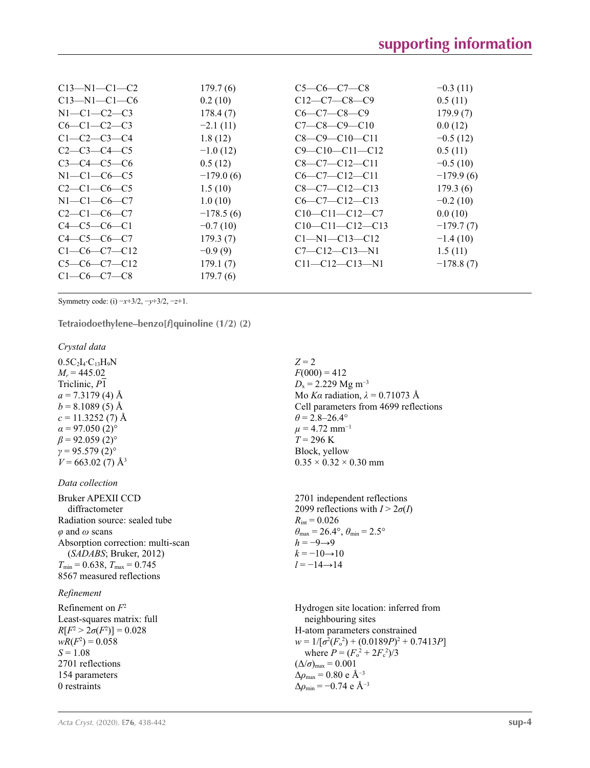| | | | |
|---|---|---|---|
| C13—N1—C1—C2 | 179.7 (6) | C5—C6—C7—C8 | −0.3 (11) |
| C13—N1—C1—C6 | 0.2 (10) | C12—C7—C8—C9 | 0.5 (11) |
| N1—C1—C2—C3 | 178.4 (7) | C6—C7—C8—C9 | 179.9 (7) |
| C6—C1—C2—C3 | −2.1 (11) | C7—C8—C9—C10 | 0.0 (12) |
| C1—C2—C3—C4 | 1.8 (12) | C8—C9—C10—C11 | −0.5 (12) |
| C2—C3—C4—C5 | −1.0 (12) | C9—C10—C11—C12 | 0.5 (11) |
| C3—C4—C5—C6 | 0.5 (12) | C8—C7—C12—C11 | −0.5 (10) |
| N1—C1—C6—C5 | −179.0 (6) | C6—C7—C12—C11 | −179.9 (6) |
| C2—C1—C6—C5 | 1.5 (10) | C8—C7—C12—C13 | 179.3 (6) |
| N1—C1—C6—C7 | 1.0 (10) | C6—C7—C12—C13 | −0.2 (10) |
| C2—C1—C6—C7 | −178.5 (6) | C10—C11—C12—C7 | 0.0 (10) |
| C4—C5—C6—C1 | −0.7 (10) | C10—C11—C12—C13 | −179.7 (7) |
| C4—C5—C6—C7 | 179.3 (7) | C1—N1—C13—C12 | −1.4 (10) |
| C1—C6—C7—C12 | −0.9 (9) | C7—C12—C13—N1 | 1.5 (11) |
| C5—C6—C7—C12 | 179.1 (7) | C11—C12—C13—N1 | −178.8 (7) |
| C1—C6—C7—C8 | 179.7 (6) | | |

Symmetry code: (i) $-x+3/2, -y+3/2, -z+1$.

## Tetraiodoethylene–benzo[*f*]quinoline (1/2) (2)

### *Crystal data*

$0.5C_2I_4{\cdot}C_{13}H_9N$
$M_r = 445.02$
Triclinic, $P\overline{1}$
$a = 7.3179$ (4) Å
$b = 8.1089$ (5) Å
$c = 11.3252$ (7) Å
$\alpha = 97.050$ (2)°
$\beta = 92.059$ (2)°
$\gamma = 95.579$ (2)°
$V = 663.02$ (7) Å$^3$
$Z = 2$
$F(000) = 412$
$D_x = 2.229$ Mg m$^{-3}$
Mo $K\alpha$ radiation, $\lambda = 0.71073$ Å
Cell parameters from 4699 reflections
$\theta = 2.8$–26.4°
$\mu = 4.72$ mm$^{-1}$
$T = 296$ K
Block, yellow
0.35 × 0.32 × 0.30 mm

### *Data collection*

Bruker APEXII CCD diffractometer
Radiation source: sealed tube
$\varphi$ and $\omega$ scans
Absorption correction: multi-scan (*SADABS*; Bruker, 2012)
$T_{min} = 0.638$, $T_{max} = 0.745$
8567 measured reflections
2701 independent reflections
2099 reflections with $I > 2\sigma(I)$
$R_{int} = 0.026$
$\theta_{max} = 26.4°$, $\theta_{min} = 2.5°$
$h = -9{\rightarrow}9$
$k = -10{\rightarrow}10$
$l = -14{\rightarrow}14$

### *Refinement*

Refinement on $F^2$
Least-squares matrix: full
$R[F^2 > 2\sigma(F^2)] = 0.028$
$wR(F^2) = 0.058$
$S = 1.08$
2701 reflections
154 parameters
0 restraints
Hydrogen site location: inferred from neighbouring sites
H-atom parameters constrained
$w = 1/[\sigma^2(F_o^2) + (0.0189P)^2 + 0.7413P]$
where $P = (F_o^2 + 2F_c^2)/3$
$(\Delta/\sigma)_{max} = 0.001$
$\Delta\rho_{max} = 0.80$ e Å$^{-3}$
$\Delta\rho_{min} = -0.74$ e Å$^{-3}$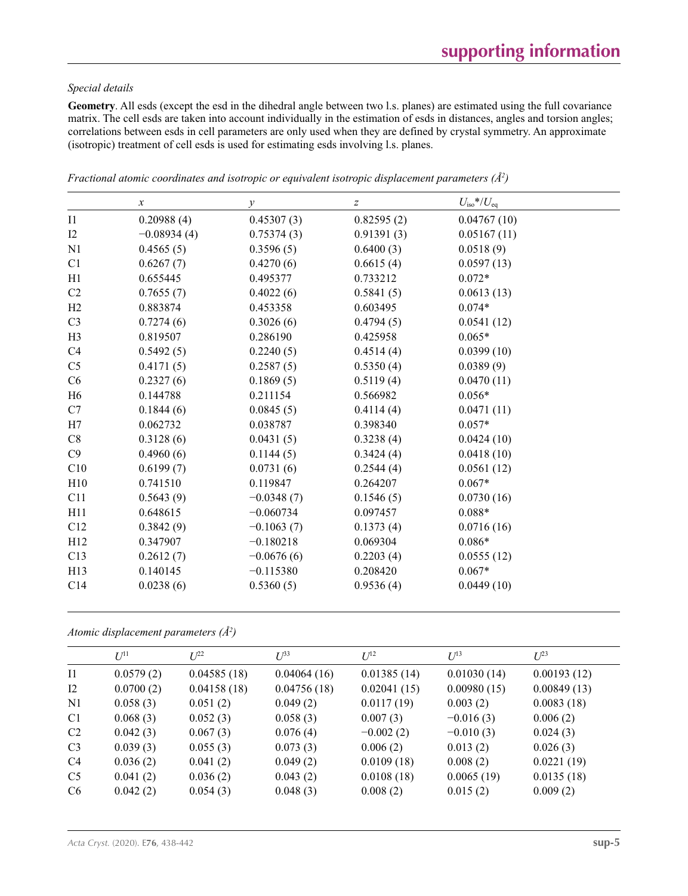*Special details*

**Geometry**. All esds (except the esd in the dihedral angle between two l.s. planes) are estimated using the full covariance matrix. The cell esds are taken into account individually in the estimation of esds in distances, angles and torsion angles; correlations between esds in cell parameters are only used when they are defined by crystal symmetry. An approximate (isotropic) treatment of cell esds is used for estimating esds involving l.s. planes.

*Fractional atomic coordinates and isotropic or equivalent isotropic displacement parameters (Å²)*

| | $x$ | $y$ | $z$ | $U_{\rm iso}$*/$U_{\rm eq}$ |
|---|---|---|---|---|
| I1 | 0.20988 (4) | 0.45307 (3) | 0.82595 (2) | 0.04767 (10) |
| I2 | −0.08934 (4) | 0.75374 (3) | 0.91391 (3) | 0.05167 (11) |
| N1 | 0.4565 (5) | 0.3596 (5) | 0.6400 (3) | 0.0518 (9) |
| C1 | 0.6267 (7) | 0.4270 (6) | 0.6615 (4) | 0.0597 (13) |
| H1 | 0.655445 | 0.495377 | 0.733212 | 0.072* |
| C2 | 0.7655 (7) | 0.4022 (6) | 0.5841 (5) | 0.0613 (13) |
| H2 | 0.883874 | 0.453358 | 0.603495 | 0.074* |
| C3 | 0.7274 (6) | 0.3026 (6) | 0.4794 (5) | 0.0541 (12) |
| H3 | 0.819507 | 0.286190 | 0.425958 | 0.065* |
| C4 | 0.5492 (5) | 0.2240 (5) | 0.4514 (4) | 0.0399 (10) |
| C5 | 0.4171 (5) | 0.2587 (5) | 0.5350 (4) | 0.0389 (9) |
| C6 | 0.2327 (6) | 0.1869 (5) | 0.5119 (4) | 0.0470 (11) |
| H6 | 0.144788 | 0.211154 | 0.566982 | 0.056* |
| C7 | 0.1844 (6) | 0.0845 (5) | 0.4114 (4) | 0.0471 (11) |
| H7 | 0.062732 | 0.038787 | 0.398340 | 0.057* |
| C8 | 0.3128 (6) | 0.0431 (5) | 0.3238 (4) | 0.0424 (10) |
| C9 | 0.4960 (6) | 0.1144 (5) | 0.3424 (4) | 0.0418 (10) |
| C10 | 0.6199 (7) | 0.0731 (6) | 0.2544 (4) | 0.0561 (12) |
| H10 | 0.741510 | 0.119847 | 0.264207 | 0.067* |
| C11 | 0.5643 (9) | −0.0348 (7) | 0.1546 (5) | 0.0730 (16) |
| H11 | 0.648615 | −0.060734 | 0.097457 | 0.088* |
| C12 | 0.3842 (9) | −0.1063 (7) | 0.1373 (4) | 0.0716 (16) |
| H12 | 0.347907 | −0.180218 | 0.069304 | 0.086* |
| C13 | 0.2612 (7) | −0.0676 (6) | 0.2203 (4) | 0.0555 (12) |
| H13 | 0.140145 | −0.115380 | 0.208420 | 0.067* |
| C14 | 0.0238 (6) | 0.5360 (5) | 0.9536 (4) | 0.0449 (10) |

*Atomic displacement parameters (Å²)*

| | $U^{11}$ | $U^{22}$ | $U^{33}$ | $U^{12}$ | $U^{13}$ | $U^{23}$ |
|---|---|---|---|---|---|---|
| I1 | 0.0579 (2) | 0.04585 (18) | 0.04064 (16) | 0.01385 (14) | 0.01030 (14) | 0.00193 (12) |
| I2 | 0.0700 (2) | 0.04158 (18) | 0.04756 (18) | 0.02041 (15) | 0.00980 (15) | 0.00849 (13) |
| N1 | 0.058 (3) | 0.051 (2) | 0.049 (2) | 0.0117 (19) | 0.003 (2) | 0.0083 (18) |
| C1 | 0.068 (3) | 0.052 (3) | 0.058 (3) | 0.007 (3) | −0.016 (3) | 0.006 (2) |
| C2 | 0.042 (3) | 0.067 (3) | 0.076 (4) | −0.002 (2) | −0.010 (3) | 0.024 (3) |
| C3 | 0.039 (3) | 0.055 (3) | 0.073 (3) | 0.006 (2) | 0.013 (2) | 0.026 (3) |
| C4 | 0.036 (2) | 0.041 (2) | 0.049 (2) | 0.0109 (18) | 0.008 (2) | 0.0221 (19) |
| C5 | 0.041 (2) | 0.036 (2) | 0.043 (2) | 0.0108 (18) | 0.0065 (19) | 0.0135 (18) |
| C6 | 0.042 (2) | 0.054 (3) | 0.048 (3) | 0.008 (2) | 0.015 (2) | 0.009 (2) |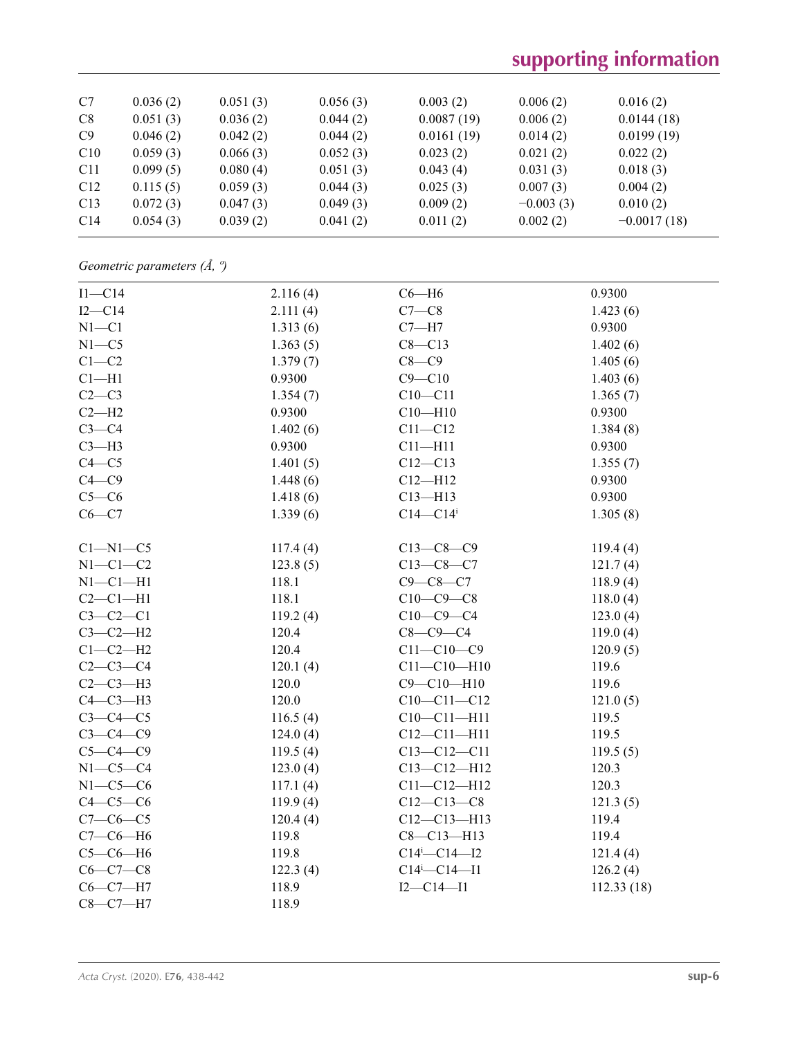| | | | | | |
|---|---|---|---|---|---|
| C7 | 0.036 (2) | 0.051 (3) | 0.056 (3) | 0.003 (2) | 0.006 (2) | 0.016 (2) |
| C8 | 0.051 (3) | 0.036 (2) | 0.044 (2) | 0.0087 (19) | 0.006 (2) | 0.0144 (18) |
| C9 | 0.046 (2) | 0.042 (2) | 0.044 (2) | 0.0161 (19) | 0.014 (2) | 0.0199 (19) |
| C10 | 0.059 (3) | 0.066 (3) | 0.052 (3) | 0.023 (2) | 0.021 (2) | 0.022 (2) |
| C11 | 0.099 (5) | 0.080 (4) | 0.051 (3) | 0.043 (4) | 0.031 (3) | 0.018 (3) |
| C12 | 0.115 (5) | 0.059 (3) | 0.044 (3) | 0.025 (3) | 0.007 (3) | 0.004 (2) |
| C13 | 0.072 (3) | 0.047 (3) | 0.049 (3) | 0.009 (2) | −0.003 (3) | 0.010 (2) |
| C14 | 0.054 (3) | 0.039 (2) | 0.041 (2) | 0.011 (2) | 0.002 (2) | −0.0017 (18) |

*Geometric parameters (Å, º)*

| | | | |
|---|---|---|---|
| I1—C14 | 2.116 (4) | C6—H6 | 0.9300 |
| I2—C14 | 2.111 (4) | C7—C8 | 1.423 (6) |
| N1—C1 | 1.313 (6) | C7—H7 | 0.9300 |
| N1—C5 | 1.363 (5) | C8—C13 | 1.402 (6) |
| C1—C2 | 1.379 (7) | C8—C9 | 1.405 (6) |
| C1—H1 | 0.9300 | C9—C10 | 1.403 (6) |
| C2—C3 | 1.354 (7) | C10—C11 | 1.365 (7) |
| C2—H2 | 0.9300 | C10—H10 | 0.9300 |
| C3—C4 | 1.402 (6) | C11—C12 | 1.384 (8) |
| C3—H3 | 0.9300 | C11—H11 | 0.9300 |
| C4—C5 | 1.401 (5) | C12—C13 | 1.355 (7) |
| C4—C9 | 1.448 (6) | C12—H12 | 0.9300 |
| C5—C6 | 1.418 (6) | C13—H13 | 0.9300 |
| C6—C7 | 1.339 (6) | C14—C14$^{i}$ | 1.305 (8) |
| | | | |
| C1—N1—C5 | 117.4 (4) | C13—C8—C9 | 119.4 (4) |
| N1—C1—C2 | 123.8 (5) | C13—C8—C7 | 121.7 (4) |
| N1—C1—H1 | 118.1 | C9—C8—C7 | 118.9 (4) |
| C2—C1—H1 | 118.1 | C10—C9—C8 | 118.0 (4) |
| C3—C2—C1 | 119.2 (4) | C10—C9—C4 | 123.0 (4) |
| C3—C2—H2 | 120.4 | C8—C9—C4 | 119.0 (4) |
| C1—C2—H2 | 120.4 | C11—C10—C9 | 120.9 (5) |
| C2—C3—C4 | 120.1 (4) | C11—C10—H10 | 119.6 |
| C2—C3—H3 | 120.0 | C9—C10—H10 | 119.6 |
| C4—C3—H3 | 120.0 | C10—C11—C12 | 121.0 (5) |
| C3—C4—C5 | 116.5 (4) | C10—C11—H11 | 119.5 |
| C3—C4—C9 | 124.0 (4) | C12—C11—H11 | 119.5 |
| C5—C4—C9 | 119.5 (4) | C13—C12—C11 | 119.5 (5) |
| N1—C5—C4 | 123.0 (4) | C13—C12—H12 | 120.3 |
| N1—C5—C6 | 117.1 (4) | C11—C12—H12 | 120.3 |
| C4—C5—C6 | 119.9 (4) | C12—C13—C8 | 121.3 (5) |
| C7—C6—C5 | 120.4 (4) | C12—C13—H13 | 119.4 |
| C7—C6—H6 | 119.8 | C8—C13—H13 | 119.4 |
| C5—C6—H6 | 119.8 | C14$^{i}$—C14—I2 | 121.4 (4) |
| C6—C7—C8 | 122.3 (4) | C14$^{i}$—C14—I1 | 126.2 (4) |
| C6—C7—H7 | 118.9 | I2—C14—I1 | 112.33 (18) |
| C8—C7—H7 | 118.9 | | |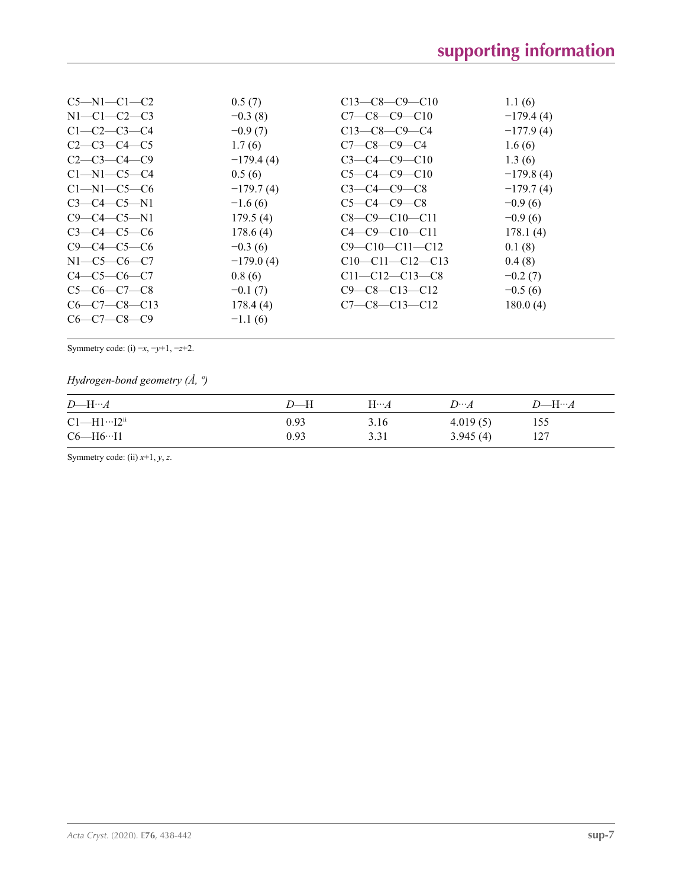| | | | |
|---|---|---|---|
| C5—N1—C1—C2 | 0.5 (7) | C13—C8—C9—C10 | 1.1 (6) |
| N1—C1—C2—C3 | −0.3 (8) | C7—C8—C9—C10 | −179.4 (4) |
| C1—C2—C3—C4 | −0.9 (7) | C13—C8—C9—C4 | −177.9 (4) |
| C2—C3—C4—C5 | 1.7 (6) | C7—C8—C9—C4 | 1.6 (6) |
| C2—C3—C4—C9 | −179.4 (4) | C3—C4—C9—C10 | 1.3 (6) |
| C1—N1—C5—C4 | 0.5 (6) | C5—C4—C9—C10 | −179.8 (4) |
| C1—N1—C5—C6 | −179.7 (4) | C3—C4—C9—C8 | −179.7 (4) |
| C3—C4—C5—N1 | −1.6 (6) | C5—C4—C9—C8 | −0.9 (6) |
| C9—C4—C5—N1 | 179.5 (4) | C8—C9—C10—C11 | −0.9 (6) |
| C3—C4—C5—C6 | 178.6 (4) | C4—C9—C10—C11 | 178.1 (4) |
| C9—C4—C5—C6 | −0.3 (6) | C9—C10—C11—C12 | 0.1 (8) |
| N1—C5—C6—C7 | −179.0 (4) | C10—C11—C12—C13 | 0.4 (8) |
| C4—C5—C6—C7 | 0.8 (6) | C11—C12—C13—C8 | −0.2 (7) |
| C5—C6—C7—C8 | −0.1 (7) | C9—C8—C13—C12 | −0.5 (6) |
| C6—C7—C8—C13 | 178.4 (4) | C7—C8—C13—C12 | 180.0 (4) |
| C6—C7—C8—C9 | −1.1 (6) | | |

Symmetry code: (i) $-x$, $-y+1$, $-z+2$.

*Hydrogen-bond geometry (Å, º)*

| *D*—H···*A* | *D*—H | H···*A* | *D*···*A* | *D*—H···*A* |
|---|---|---|---|---|
| C1—H1···I2[ii] | 0.93 | 3.16 | 4.019 (5) | 155 |
| C6—H6···I1 | 0.93 | 3.31 | 3.945 (4) | 127 |

Symmetry code: (ii) $x+1$, $y$, $z$.